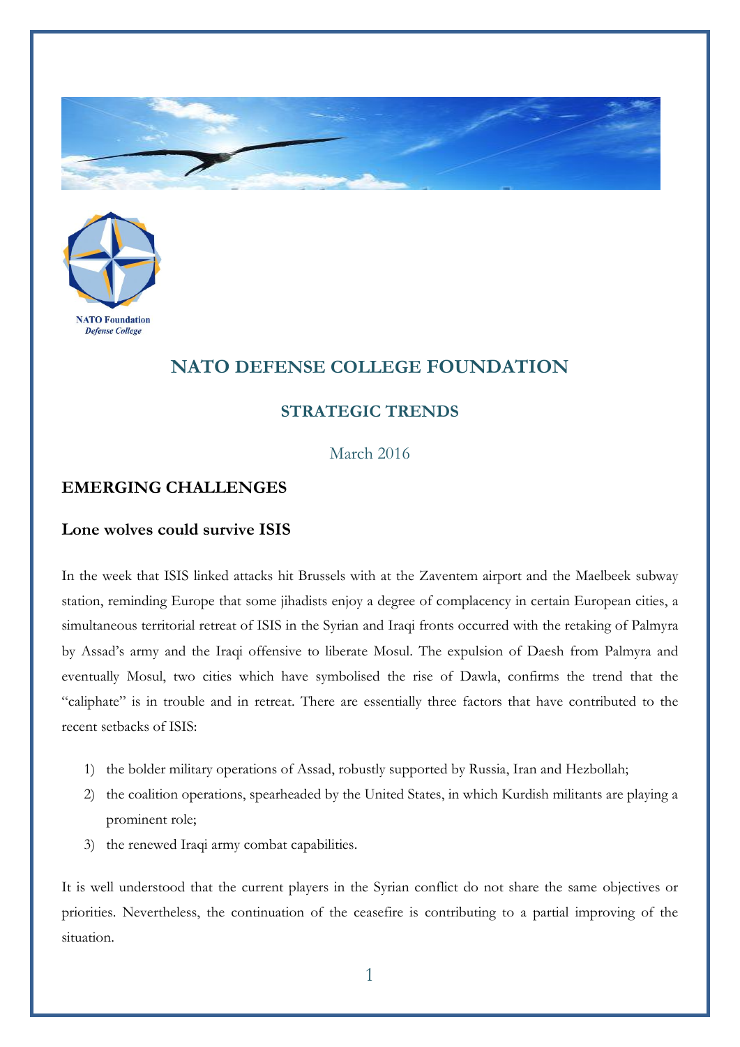NATO Foundation
*Defense College*

# NATO DEFENSE COLLEGE FOUNDATION

## STRATEGIC TRENDS

March 2016

### EMERGING CHALLENGES

### Lone wolves could survive ISIS

In the week that ISIS linked attacks hit Brussels with at the Zaventem airport and the Maelbeek subway station, reminding Europe that some jihadists enjoy a degree of complacency in certain European cities, a simultaneous territorial retreat of ISIS in the Syrian and Iraqi fronts occurred with the retaking of Palmyra by Assad's army and the Iraqi offensive to liberate Mosul. The expulsion of Daesh from Palmyra and eventually Mosul, two cities which have symbolised the rise of Dawla, confirms the trend that the "caliphate" is in trouble and in retreat. There are essentially three factors that have contributed to the recent setbacks of ISIS:

1) the bolder military operations of Assad, robustly supported by Russia, Iran and Hezbollah;
2) the coalition operations, spearheaded by the United States, in which Kurdish militants are playing a prominent role;
3) the renewed Iraqi army combat capabilities.

It is well understood that the current players in the Syrian conflict do not share the same objectives or priorities. Nevertheless, the continuation of the ceasefire is contributing to a partial improving of the situation.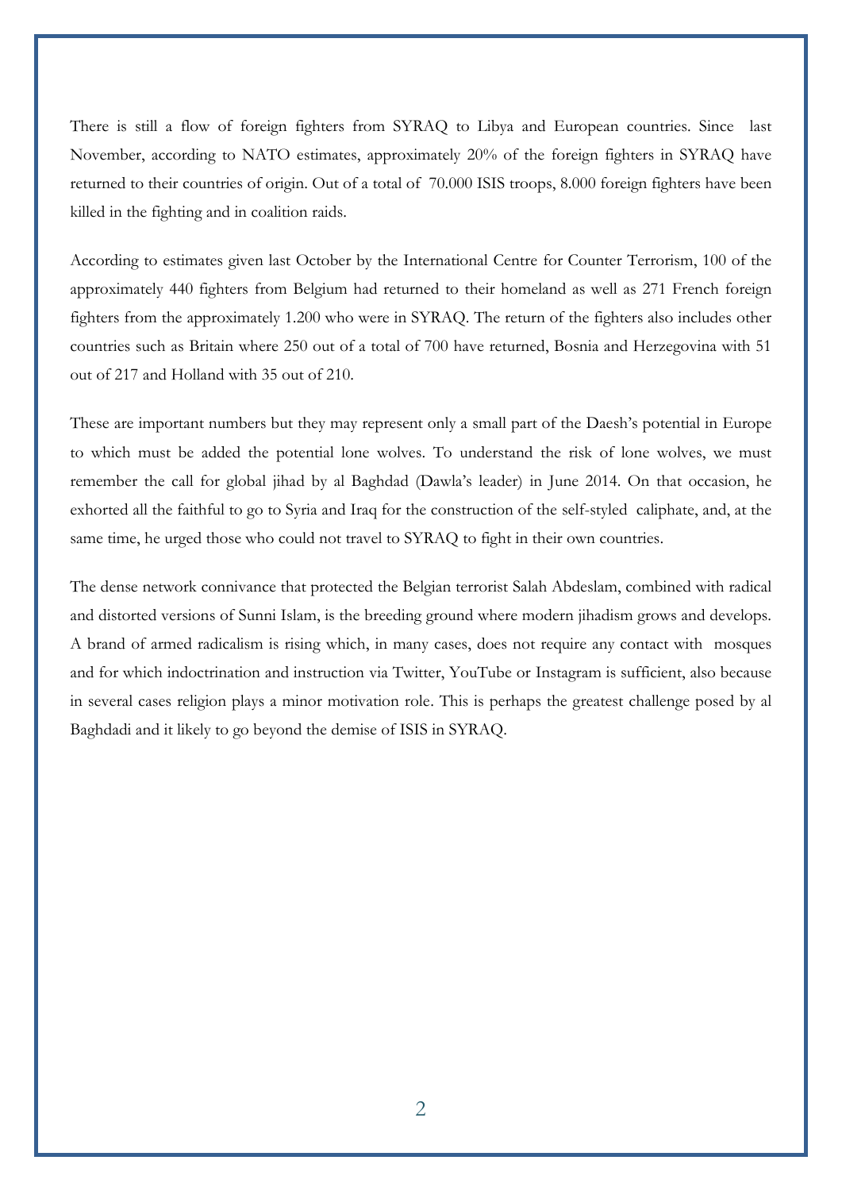There is still a flow of foreign fighters from SYRAQ to Libya and European countries. Since last November, according to NATO estimates, approximately 20% of the foreign fighters in SYRAQ have returned to their countries of origin. Out of a total of 70.000 ISIS troops, 8.000 foreign fighters have been killed in the fighting and in coalition raids.

According to estimates given last October by the International Centre for Counter Terrorism, 100 of the approximately 440 fighters from Belgium had returned to their homeland as well as 271 French foreign fighters from the approximately 1.200 who were in SYRAQ. The return of the fighters also includes other countries such as Britain where 250 out of a total of 700 have returned, Bosnia and Herzegovina with 51 out of 217 and Holland with 35 out of 210.

These are important numbers but they may represent only a small part of the Daesh's potential in Europe to which must be added the potential lone wolves. To understand the risk of lone wolves, we must remember the call for global jihad by al Baghdad (Dawla's leader) in June 2014. On that occasion, he exhorted all the faithful to go to Syria and Iraq for the construction of the self-styled caliphate, and, at the same time, he urged those who could not travel to SYRAQ to fight in their own countries.

The dense network connivance that protected the Belgian terrorist Salah Abdeslam, combined with radical and distorted versions of Sunni Islam, is the breeding ground where modern jihadism grows and develops. A brand of armed radicalism is rising which, in many cases, does not require any contact with mosques and for which indoctrination and instruction via Twitter, YouTube or Instagram is sufficient, also because in several cases religion plays a minor motivation role. This is perhaps the greatest challenge posed by al Baghdadi and it likely to go beyond the demise of ISIS in SYRAQ.